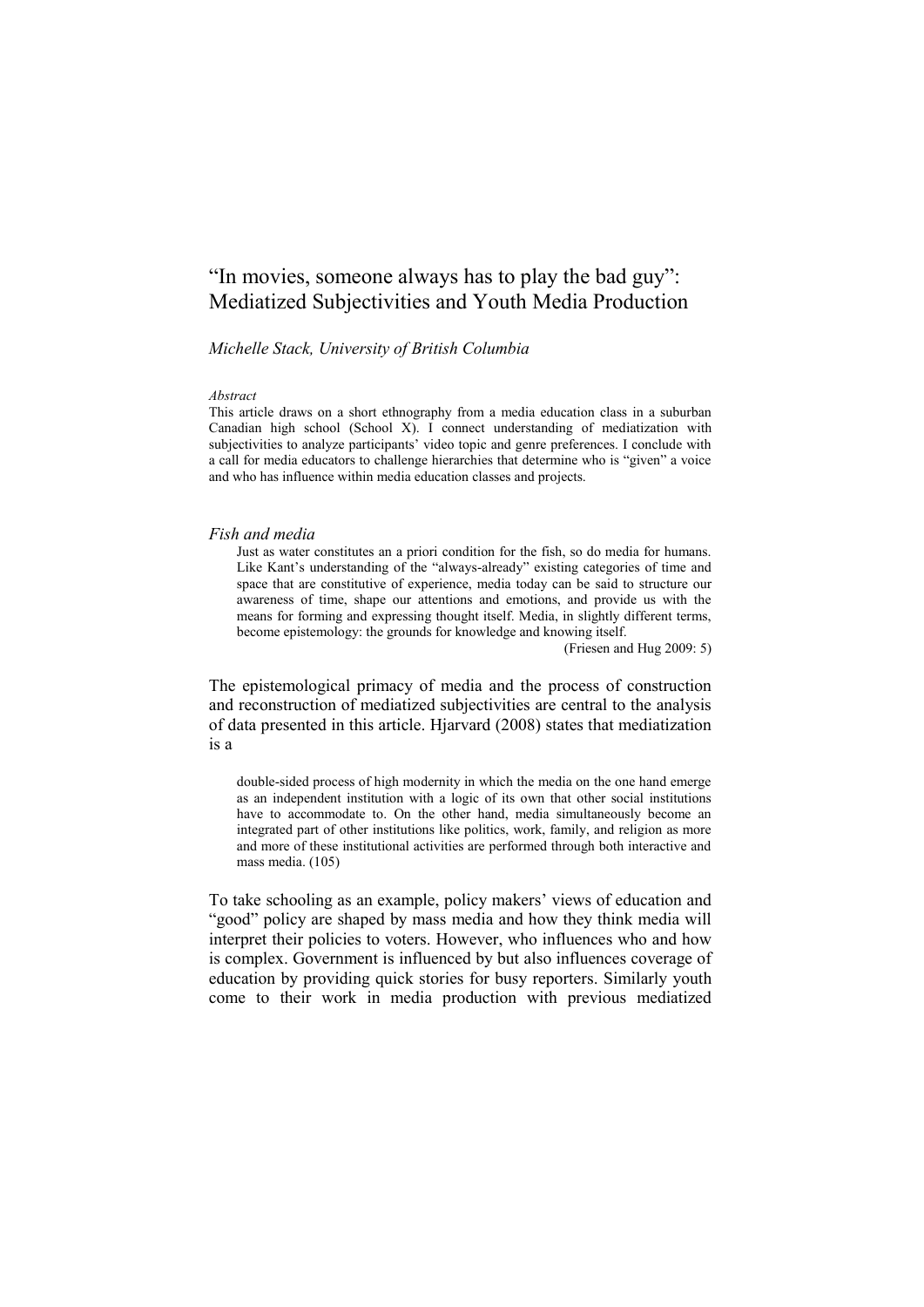# "In movies, someone always has to play the bad guy": Mediatized Subjectivities and Youth Media Production

*Michelle Stack, University of British Columbia*

*Abstract*

This article draws on a short ethnography from a media education class in a suburban Canadian high school (School X). I connect understanding of mediatization with subjectivities to analyze participants' video topic and genre preferences. I conclude with a call for media educators to challenge hierarchies that determine who is "given" a voice and who has influence within media education classes and projects.

## *Fish and media*

> Just as water constitutes an a priori condition for the fish, so do media for humans. Like Kant's understanding of the "always-already" existing categories of time and space that are constitutive of experience, media today can be said to structure our awareness of time, shape our attentions and emotions, and provide us with the means for forming and expressing thought itself. Media, in slightly different terms, become epistemology: the grounds for knowledge and knowing itself.
>
> (Friesen and Hug 2009: 5)

The epistemological primacy of media and the process of construction and reconstruction of mediatized subjectivities are central to the analysis of data presented in this article. Hjarvard (2008) states that mediatization is a

> double-sided process of high modernity in which the media on the one hand emerge as an independent institution with a logic of its own that other social institutions have to accommodate to. On the other hand, media simultaneously become an integrated part of other institutions like politics, work, family, and religion as more and more of these institutional activities are performed through both interactive and mass media. (105)

To take schooling as an example, policy makers' views of education and "good" policy are shaped by mass media and how they think media will interpret their policies to voters. However, who influences who and how is complex. Government is influenced by but also influences coverage of education by providing quick stories for busy reporters. Similarly youth come to their work in media production with previous mediatized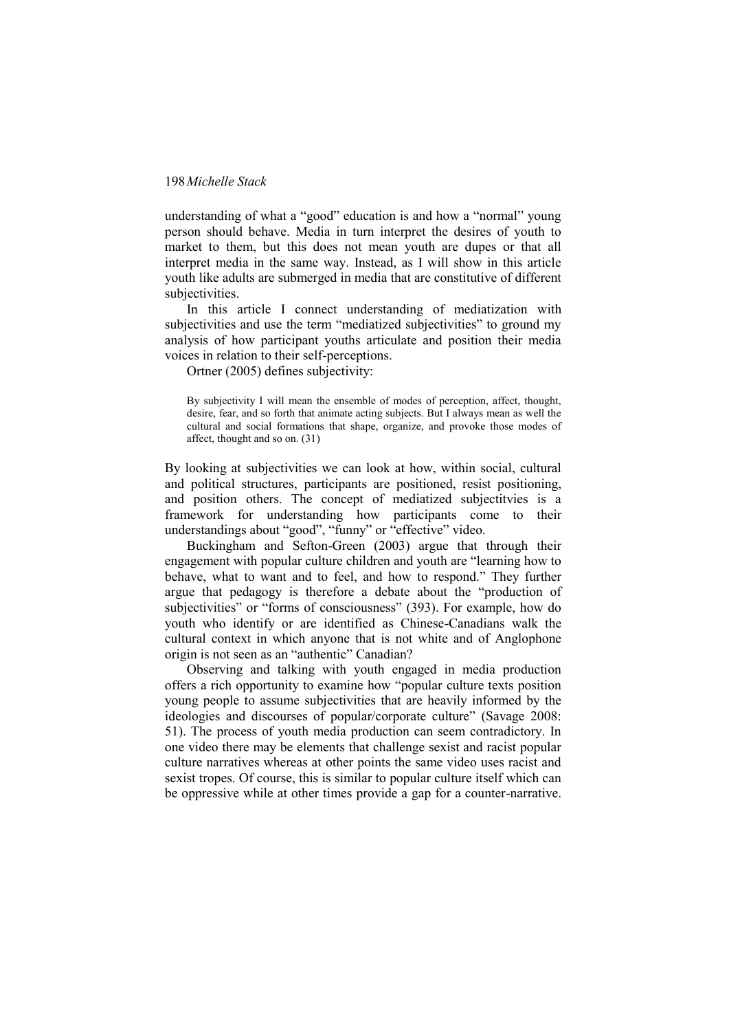understanding of what a "good" education is and how a "normal" young person should behave. Media in turn interpret the desires of youth to market to them, but this does not mean youth are dupes or that all interpret media in the same way. Instead, as I will show in this article youth like adults are submerged in media that are constitutive of different subjectivities.

In this article I connect understanding of mediatization with subjectivities and use the term "mediatized subjectivities" to ground my analysis of how participant youths articulate and position their media voices in relation to their self-perceptions.

Ortner (2005) defines subjectivity:

> By subjectivity I will mean the ensemble of modes of perception, affect, thought, desire, fear, and so forth that animate acting subjects. But I always mean as well the cultural and social formations that shape, organize, and provoke those modes of affect, thought and so on. (31)

By looking at subjectivities we can look at how, within social, cultural and political structures, participants are positioned, resist positioning, and position others. The concept of mediatized subjectitvies is a framework for understanding how participants come to their understandings about "good", "funny" or "effective" video.

Buckingham and Sefton-Green (2003) argue that through their engagement with popular culture children and youth are "learning how to behave, what to want and to feel, and how to respond." They further argue that pedagogy is therefore a debate about the "production of subjectivities" or "forms of consciousness" (393). For example, how do youth who identify or are identified as Chinese-Canadians walk the cultural context in which anyone that is not white and of Anglophone origin is not seen as an "authentic" Canadian?

Observing and talking with youth engaged in media production offers a rich opportunity to examine how "popular culture texts position young people to assume subjectivities that are heavily informed by the ideologies and discourses of popular/corporate culture" (Savage 2008: 51). The process of youth media production can seem contradictory. In one video there may be elements that challenge sexist and racist popular culture narratives whereas at other points the same video uses racist and sexist tropes. Of course, this is similar to popular culture itself which can be oppressive while at other times provide a gap for a counter-narrative.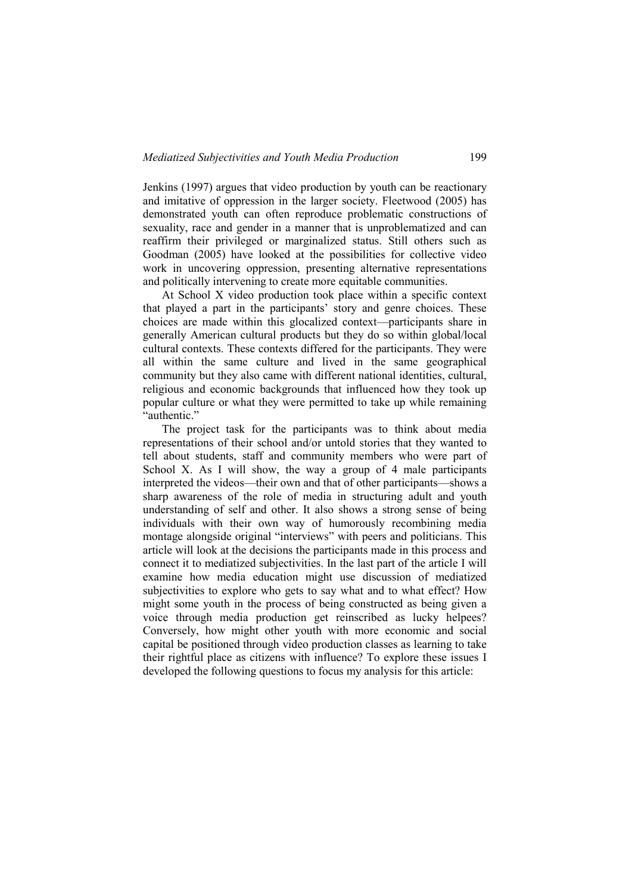Jenkins (1997) argues that video production by youth can be reactionary and imitative of oppression in the larger society. Fleetwood (2005) has demonstrated youth can often reproduce problematic constructions of sexuality, race and gender in a manner that is unproblematized and can reaffirm their privileged or marginalized status. Still others such as Goodman (2005) have looked at the possibilities for collective video work in uncovering oppression, presenting alternative representations and politically intervening to create more equitable communities.

At School X video production took place within a specific context that played a part in the participants' story and genre choices. These choices are made within this glocalized context—participants share in generally American cultural products but they do so within global/local cultural contexts. These contexts differed for the participants. They were all within the same culture and lived in the same geographical community but they also came with different national identities, cultural, religious and economic backgrounds that influenced how they took up popular culture or what they were permitted to take up while remaining "authentic."

The project task for the participants was to think about media representations of their school and/or untold stories that they wanted to tell about students, staff and community members who were part of School X. As I will show, the way a group of 4 male participants interpreted the videos—their own and that of other participants—shows a sharp awareness of the role of media in structuring adult and youth understanding of self and other. It also shows a strong sense of being individuals with their own way of humorously recombining media montage alongside original "interviews" with peers and politicians. This article will look at the decisions the participants made in this process and connect it to mediatized subjectivities. In the last part of the article I will examine how media education might use discussion of mediatized subjectivities to explore who gets to say what and to what effect? How might some youth in the process of being constructed as being given a voice through media production get reinscribed as lucky helpees? Conversely, how might other youth with more economic and social capital be positioned through video production classes as learning to take their rightful place as citizens with influence? To explore these issues I developed the following questions to focus my analysis for this article: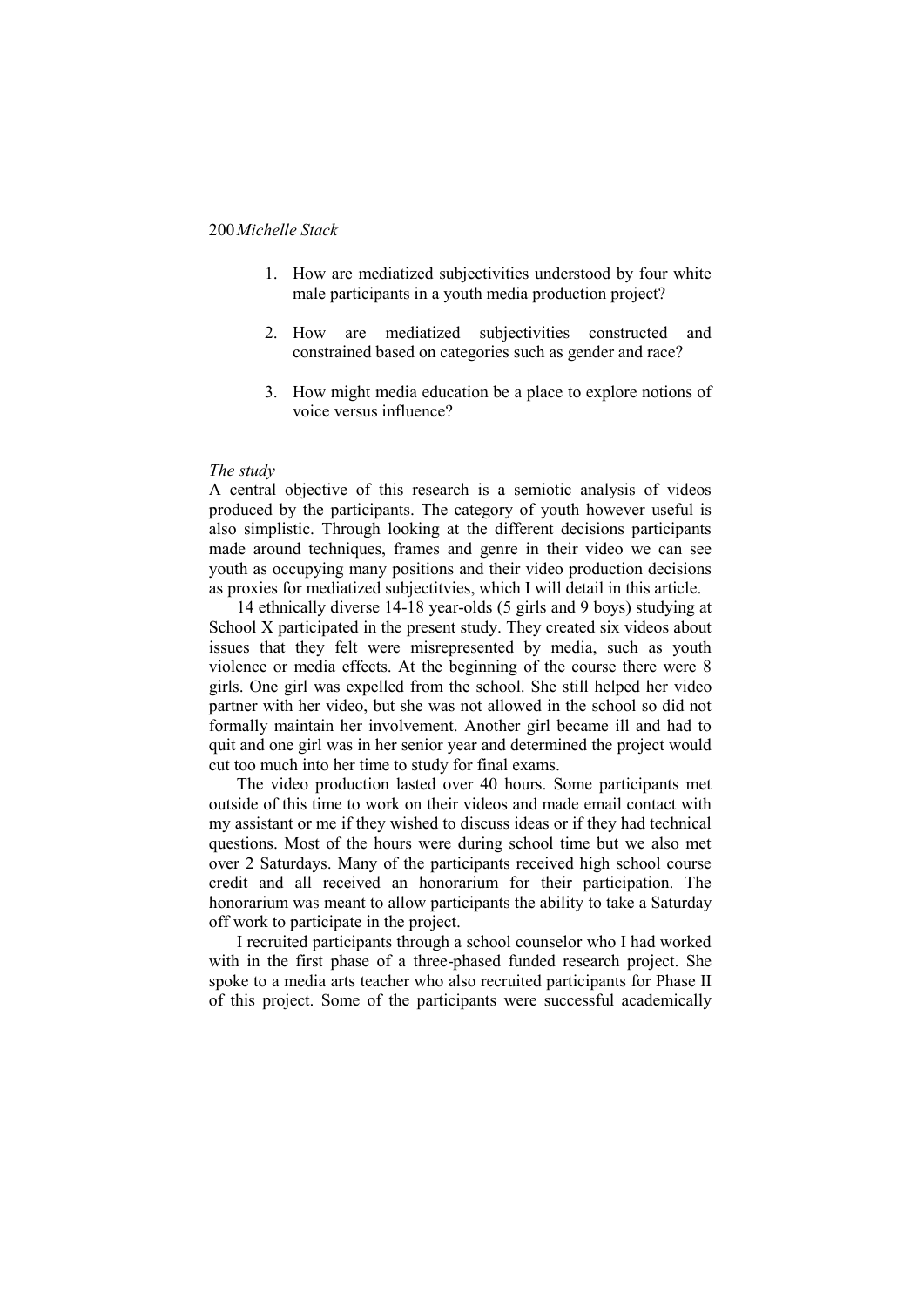1. How are mediatized subjectivities understood by four white male participants in a youth media production project?

2. How are mediatized subjectivities constructed and constrained based on categories such as gender and race?

3. How might media education be a place to explore notions of voice versus influence?

*The study*

A central objective of this research is a semiotic analysis of videos produced by the participants. The category of youth however useful is also simplistic. Through looking at the different decisions participants made around techniques, frames and genre in their video we can see youth as occupying many positions and their video production decisions as proxies for mediatized subjectitvies, which I will detail in this article.

14 ethnically diverse 14-18 year-olds (5 girls and 9 boys) studying at School X participated in the present study. They created six videos about issues that they felt were misrepresented by media, such as youth violence or media effects. At the beginning of the course there were 8 girls. One girl was expelled from the school. She still helped her video partner with her video, but she was not allowed in the school so did not formally maintain her involvement. Another girl became ill and had to quit and one girl was in her senior year and determined the project would cut too much into her time to study for final exams.

The video production lasted over 40 hours. Some participants met outside of this time to work on their videos and made email contact with my assistant or me if they wished to discuss ideas or if they had technical questions. Most of the hours were during school time but we also met over 2 Saturdays. Many of the participants received high school course credit and all received an honorarium for their participation. The honorarium was meant to allow participants the ability to take a Saturday off work to participate in the project.

I recruited participants through a school counselor who I had worked with in the first phase of a three-phased funded research project. She spoke to a media arts teacher who also recruited participants for Phase II of this project. Some of the participants were successful academically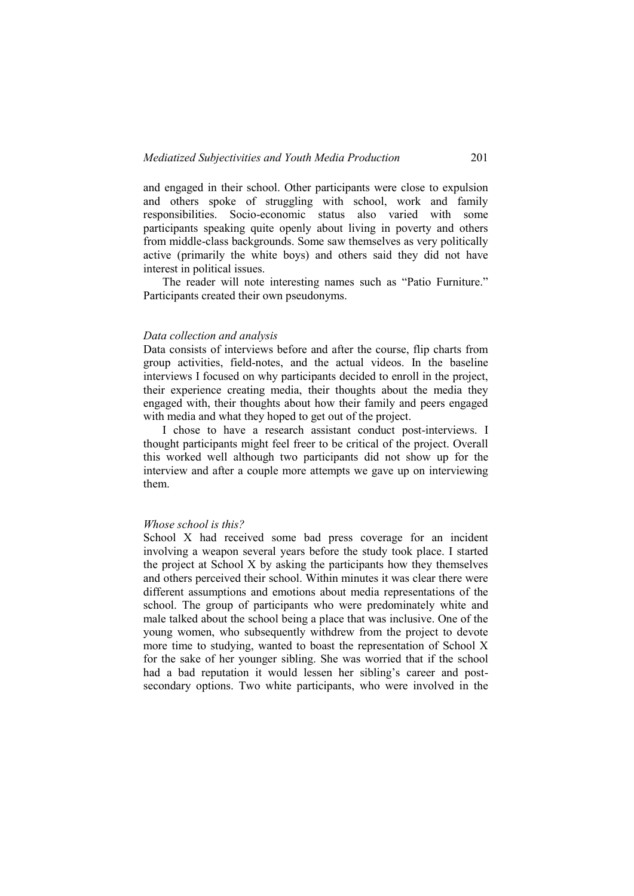and engaged in their school. Other participants were close to expulsion and others spoke of struggling with school, work and family responsibilities. Socio-economic status also varied with some participants speaking quite openly about living in poverty and others from middle-class backgrounds. Some saw themselves as very politically active (primarily the white boys) and others said they did not have interest in political issues.

The reader will note interesting names such as "Patio Furniture." Participants created their own pseudonyms.

### *Data collection and analysis*

Data consists of interviews before and after the course, flip charts from group activities, field-notes, and the actual videos. In the baseline interviews I focused on why participants decided to enroll in the project, their experience creating media, their thoughts about the media they engaged with, their thoughts about how their family and peers engaged with media and what they hoped to get out of the project.

I chose to have a research assistant conduct post-interviews. I thought participants might feel freer to be critical of the project. Overall this worked well although two participants did not show up for the interview and after a couple more attempts we gave up on interviewing them.

### *Whose school is this?*

School X had received some bad press coverage for an incident involving a weapon several years before the study took place. I started the project at School X by asking the participants how they themselves and others perceived their school. Within minutes it was clear there were different assumptions and emotions about media representations of the school. The group of participants who were predominately white and male talked about the school being a place that was inclusive. One of the young women, who subsequently withdrew from the project to devote more time to studying, wanted to boast the representation of School X for the sake of her younger sibling. She was worried that if the school had a bad reputation it would lessen her sibling's career and post-secondary options. Two white participants, who were involved in the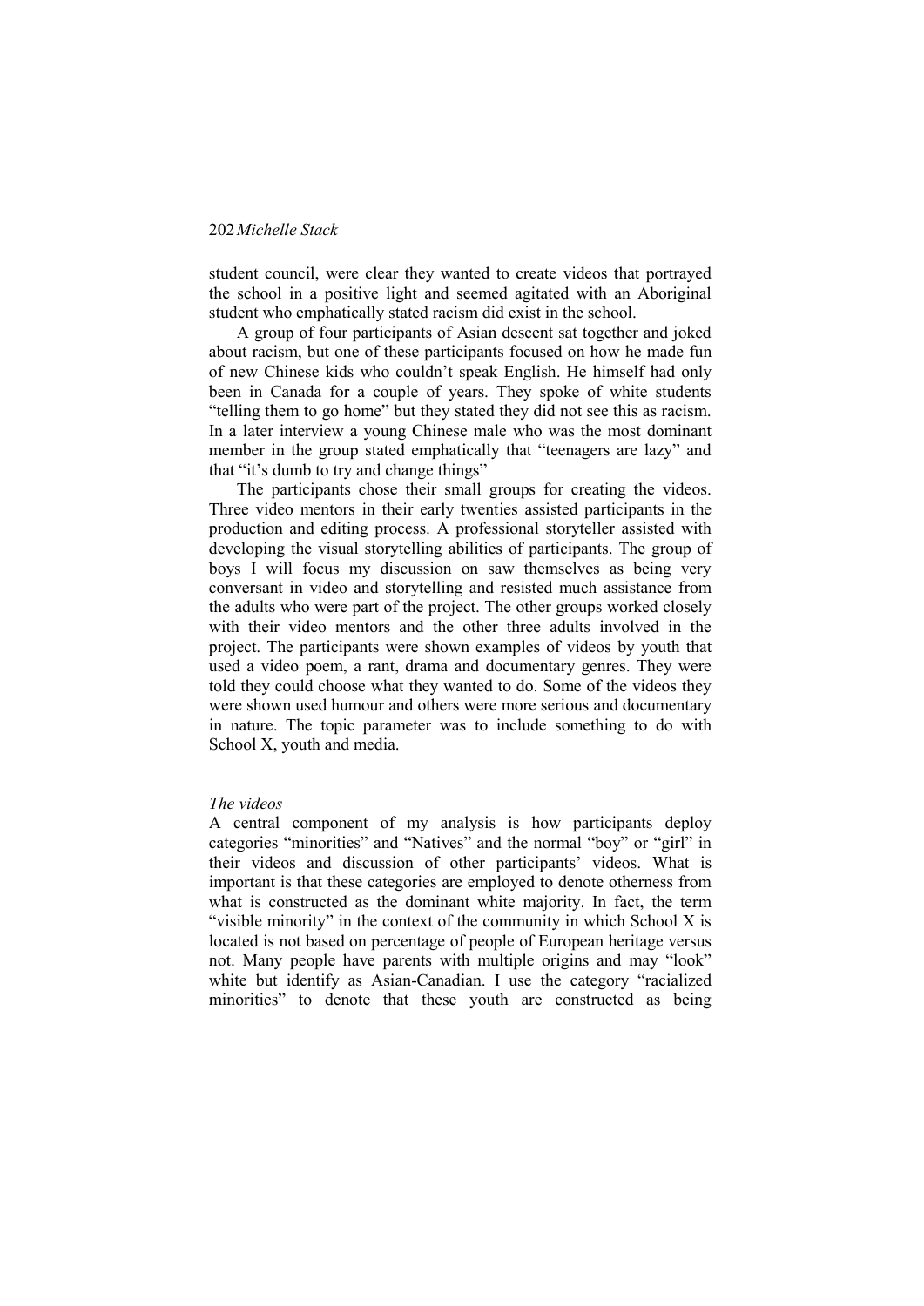student council, were clear they wanted to create videos that portrayed the school in a positive light and seemed agitated with an Aboriginal student who emphatically stated racism did exist in the school.

A group of four participants of Asian descent sat together and joked about racism, but one of these participants focused on how he made fun of new Chinese kids who couldn't speak English. He himself had only been in Canada for a couple of years. They spoke of white students "telling them to go home" but they stated they did not see this as racism. In a later interview a young Chinese male who was the most dominant member in the group stated emphatically that "teenagers are lazy" and that "it's dumb to try and change things"

The participants chose their small groups for creating the videos. Three video mentors in their early twenties assisted participants in the production and editing process. A professional storyteller assisted with developing the visual storytelling abilities of participants. The group of boys I will focus my discussion on saw themselves as being very conversant in video and storytelling and resisted much assistance from the adults who were part of the project. The other groups worked closely with their video mentors and the other three adults involved in the project. The participants were shown examples of videos by youth that used a video poem, a rant, drama and documentary genres. They were told they could choose what they wanted to do. Some of the videos they were shown used humour and others were more serious and documentary in nature. The topic parameter was to include something to do with School X, youth and media.

*The videos*

A central component of my analysis is how participants deploy categories "minorities" and "Natives" and the normal "boy" or "girl" in their videos and discussion of other participants' videos. What is important is that these categories are employed to denote otherness from what is constructed as the dominant white majority. In fact, the term "visible minority" in the context of the community in which School X is located is not based on percentage of people of European heritage versus not. Many people have parents with multiple origins and may "look" white but identify as Asian-Canadian. I use the category "racialized minorities" to denote that these youth are constructed as being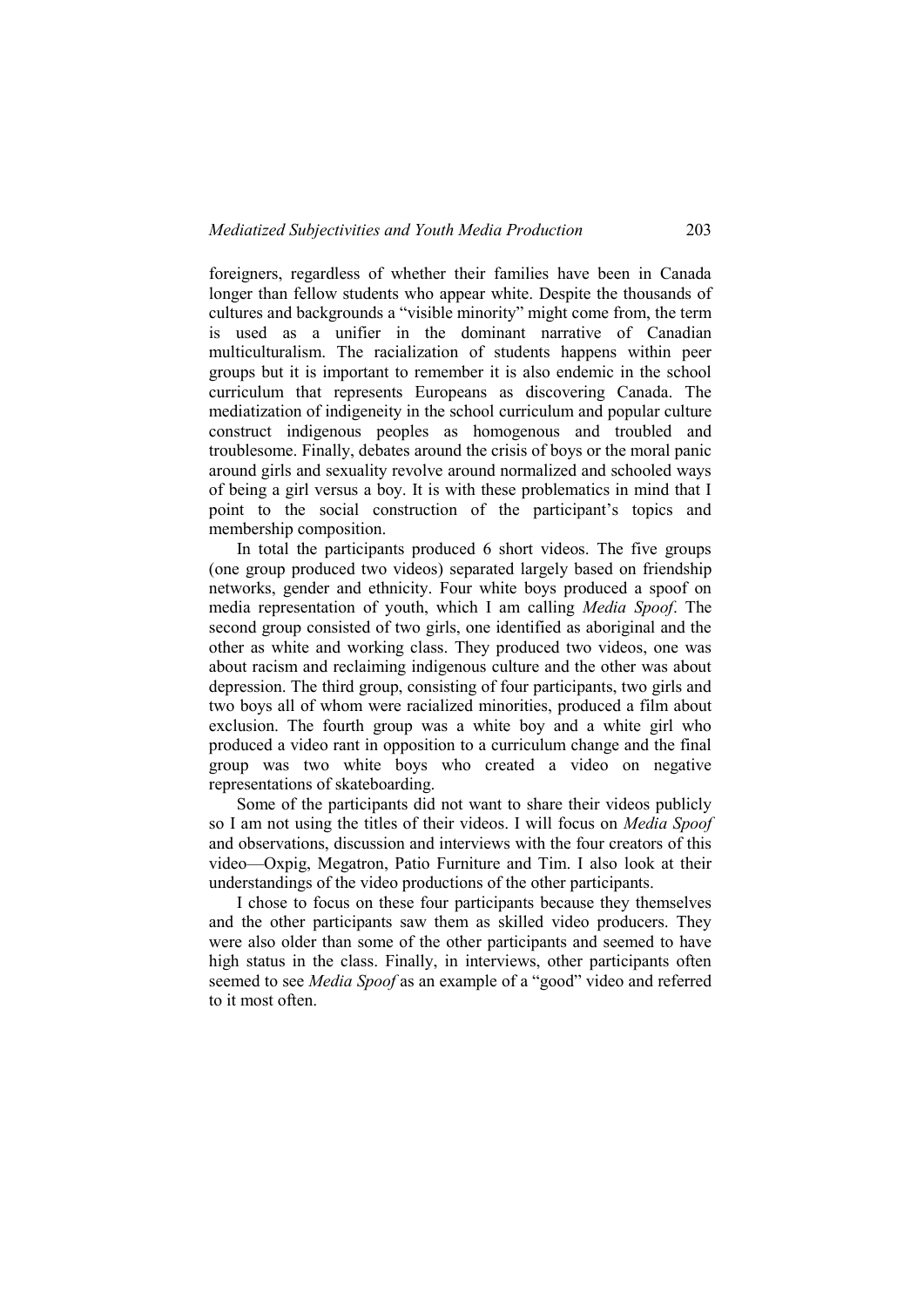foreigners, regardless of whether their families have been in Canada longer than fellow students who appear white. Despite the thousands of cultures and backgrounds a "visible minority" might come from, the term is used as a unifier in the dominant narrative of Canadian multiculturalism. The racialization of students happens within peer groups but it is important to remember it is also endemic in the school curriculum that represents Europeans as discovering Canada. The mediatization of indigeneity in the school curriculum and popular culture construct indigenous peoples as homogenous and troubled and troublesome. Finally, debates around the crisis of boys or the moral panic around girls and sexuality revolve around normalized and schooled ways of being a girl versus a boy. It is with these problematics in mind that I point to the social construction of the participant's topics and membership composition.

In total the participants produced 6 short videos. The five groups (one group produced two videos) separated largely based on friendship networks, gender and ethnicity. Four white boys produced a spoof on media representation of youth, which I am calling *Media Spoof*. The second group consisted of two girls, one identified as aboriginal and the other as white and working class. They produced two videos, one was about racism and reclaiming indigenous culture and the other was about depression. The third group, consisting of four participants, two girls and two boys all of whom were racialized minorities, produced a film about exclusion. The fourth group was a white boy and a white girl who produced a video rant in opposition to a curriculum change and the final group was two white boys who created a video on negative representations of skateboarding.

Some of the participants did not want to share their videos publicly so I am not using the titles of their videos. I will focus on *Media Spoof* and observations, discussion and interviews with the four creators of this video—Oxpig, Megatron, Patio Furniture and Tim. I also look at their understandings of the video productions of the other participants.

I chose to focus on these four participants because they themselves and the other participants saw them as skilled video producers. They were also older than some of the other participants and seemed to have high status in the class. Finally, in interviews, other participants often seemed to see *Media Spoof* as an example of a "good" video and referred to it most often.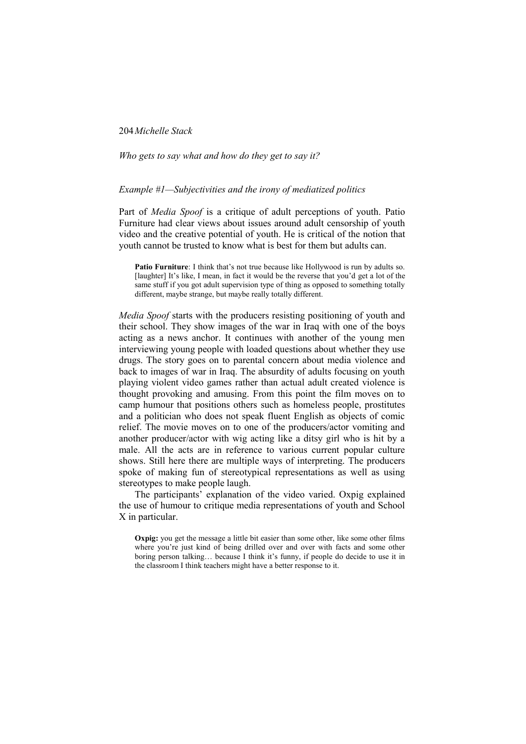*Who gets to say what and how do they get to say it?*

*Example #1—Subjectivities and the irony of mediatized politics*

Part of *Media Spoof* is a critique of adult perceptions of youth. Patio Furniture had clear views about issues around adult censorship of youth video and the creative potential of youth. He is critical of the notion that youth cannot be trusted to know what is best for them but adults can.

> **Patio Furniture**: I think that's not true because like Hollywood is run by adults so. [laughter] It's like, I mean, in fact it would be the reverse that you'd get a lot of the same stuff if you got adult supervision type of thing as opposed to something totally different, maybe strange, but maybe really totally different.

*Media Spoof* starts with the producers resisting positioning of youth and their school. They show images of the war in Iraq with one of the boys acting as a news anchor. It continues with another of the young men interviewing young people with loaded questions about whether they use drugs. The story goes on to parental concern about media violence and back to images of war in Iraq. The absurdity of adults focusing on youth playing violent video games rather than actual adult created violence is thought provoking and amusing. From this point the film moves on to camp humour that positions others such as homeless people, prostitutes and a politician who does not speak fluent English as objects of comic relief. The movie moves on to one of the producers/actor vomiting and another producer/actor with wig acting like a ditsy girl who is hit by a male. All the acts are in reference to various current popular culture shows. Still here there are multiple ways of interpreting. The producers spoke of making fun of stereotypical representations as well as using stereotypes to make people laugh.

The participants' explanation of the video varied. Oxpig explained the use of humour to critique media representations of youth and School X in particular.

> **Oxpig:** you get the message a little bit easier than some other, like some other films where you're just kind of being drilled over and over with facts and some other boring person talking… because I think it's funny, if people do decide to use it in the classroom I think teachers might have a better response to it.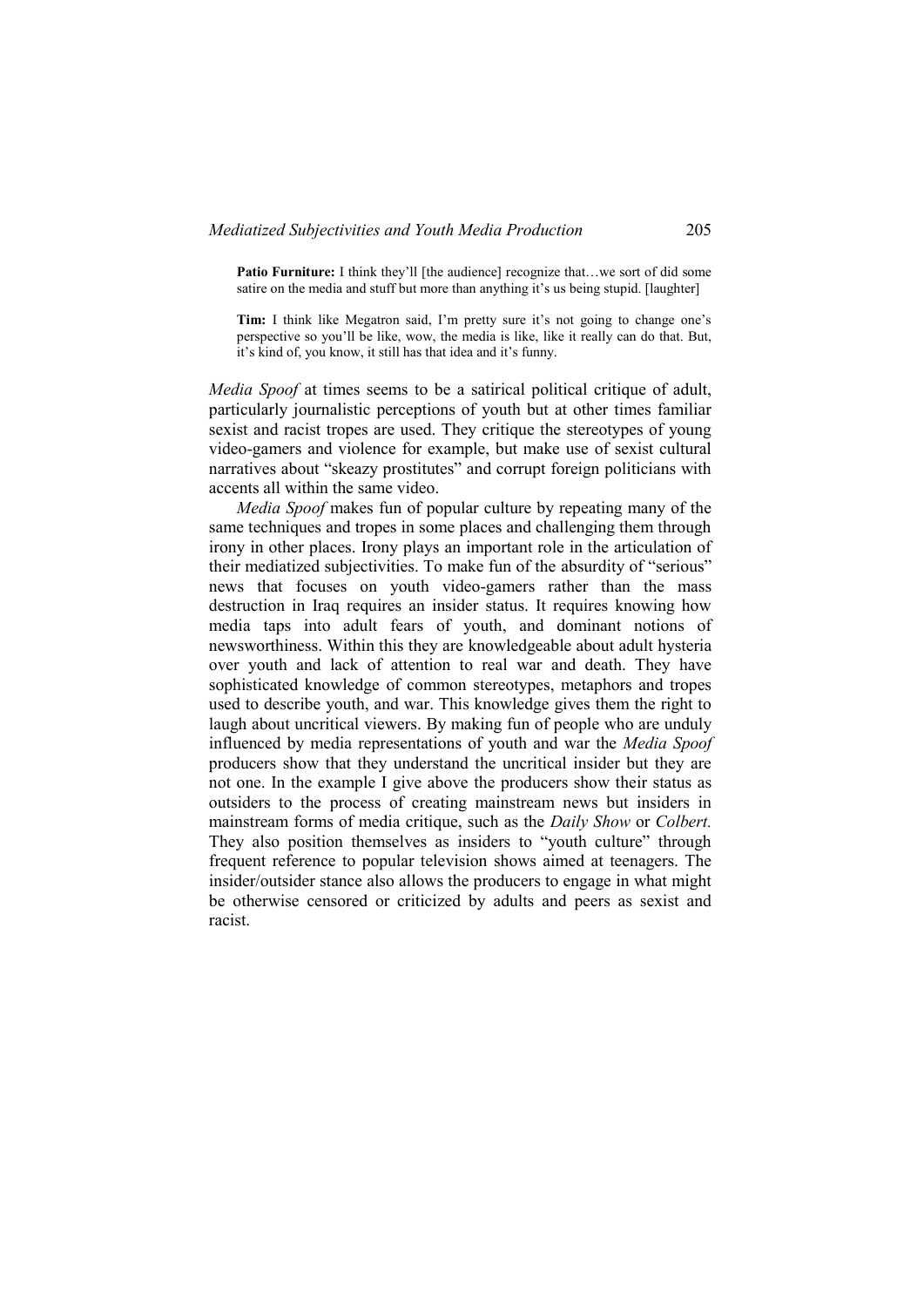**Patio Furniture:** I think they'll [the audience] recognize that…we sort of did some satire on the media and stuff but more than anything it's us being stupid. [laughter]

**Tim:** I think like Megatron said, I'm pretty sure it's not going to change one's perspective so you'll be like, wow, the media is like, like it really can do that. But, it's kind of, you know, it still has that idea and it's funny.

*Media Spoof* at times seems to be a satirical political critique of adult, particularly journalistic perceptions of youth but at other times familiar sexist and racist tropes are used. They critique the stereotypes of young video-gamers and violence for example, but make use of sexist cultural narratives about "skeazy prostitutes" and corrupt foreign politicians with accents all within the same video.

*Media Spoof* makes fun of popular culture by repeating many of the same techniques and tropes in some places and challenging them through irony in other places. Irony plays an important role in the articulation of their mediatized subjectivities. To make fun of the absurdity of "serious" news that focuses on youth video-gamers rather than the mass destruction in Iraq requires an insider status. It requires knowing how media taps into adult fears of youth, and dominant notions of newsworthiness. Within this they are knowledgeable about adult hysteria over youth and lack of attention to real war and death. They have sophisticated knowledge of common stereotypes, metaphors and tropes used to describe youth, and war. This knowledge gives them the right to laugh about uncritical viewers. By making fun of people who are unduly influenced by media representations of youth and war the *Media Spoof* producers show that they understand the uncritical insider but they are not one. In the example I give above the producers show their status as outsiders to the process of creating mainstream news but insiders in mainstream forms of media critique, such as the *Daily Show* or *Colbert.* They also position themselves as insiders to "youth culture" through frequent reference to popular television shows aimed at teenagers. The insider/outsider stance also allows the producers to engage in what might be otherwise censored or criticized by adults and peers as sexist and racist.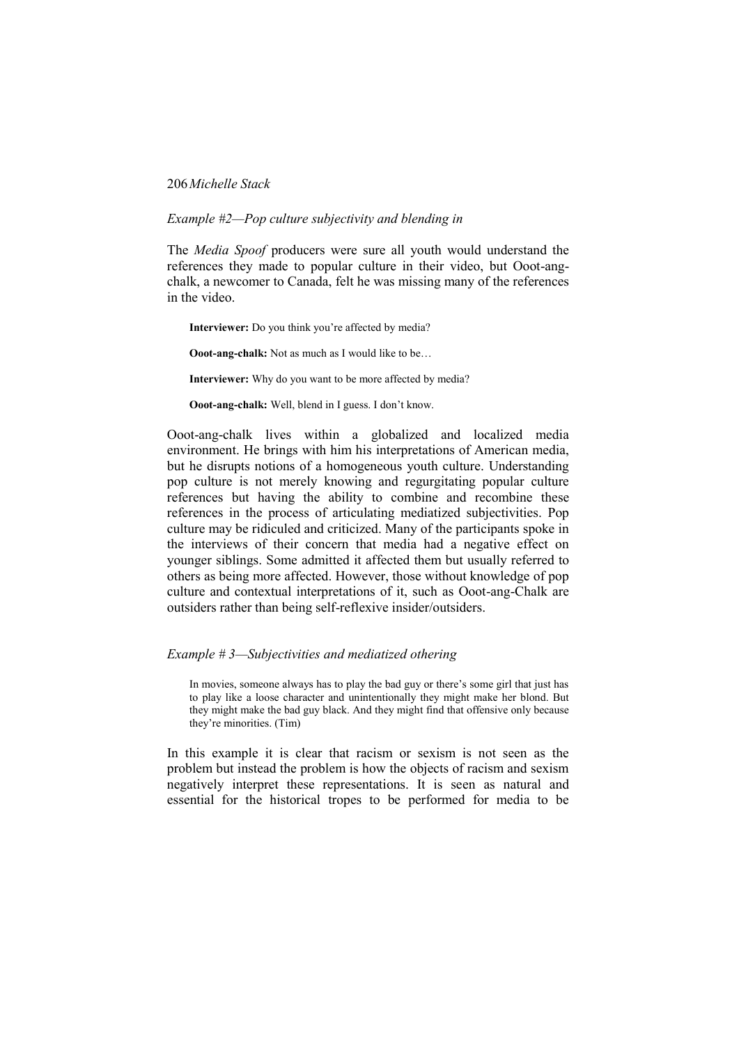*Example #2—Pop culture subjectivity and blending in*

The *Media Spoof* producers were sure all youth would understand the references they made to popular culture in their video, but Ooot-ang-chalk, a newcomer to Canada, felt he was missing many of the references in the video.

> **Interviewer:** Do you think you're affected by media?
>
> **Ooot-ang-chalk:** Not as much as I would like to be…
>
> **Interviewer:** Why do you want to be more affected by media?
>
> **Ooot-ang-chalk:** Well, blend in I guess. I don't know.

Ooot-ang-chalk lives within a globalized and localized media environment. He brings with him his interpretations of American media, but he disrupts notions of a homogeneous youth culture. Understanding pop culture is not merely knowing and regurgitating popular culture references but having the ability to combine and recombine these references in the process of articulating mediatized subjectivities. Pop culture may be ridiculed and criticized. Many of the participants spoke in the interviews of their concern that media had a negative effect on younger siblings. Some admitted it affected them but usually referred to others as being more affected. However, those without knowledge of pop culture and contextual interpretations of it, such as Ooot-ang-Chalk are outsiders rather than being self-reflexive insider/outsiders.

*Example # 3—Subjectivities and mediatized othering*

> In movies, someone always has to play the bad guy or there's some girl that just has to play like a loose character and unintentionally they might make her blond. But they might make the bad guy black. And they might find that offensive only because they're minorities. (Tim)

In this example it is clear that racism or sexism is not seen as the problem but instead the problem is how the objects of racism and sexism negatively interpret these representations. It is seen as natural and essential for the historical tropes to be performed for media to be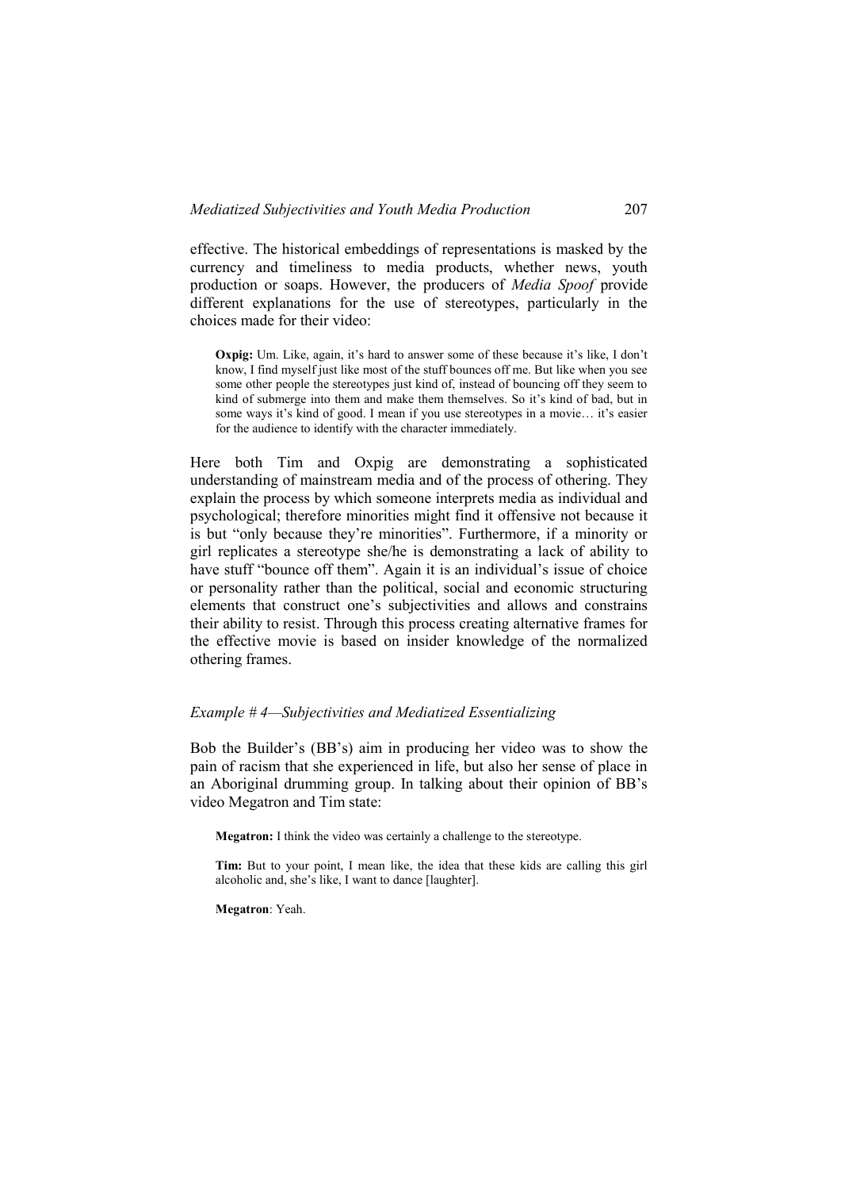effective. The historical embeddings of representations is masked by the currency and timeliness to media products, whether news, youth production or soaps. However, the producers of *Media Spoof* provide different explanations for the use of stereotypes, particularly in the choices made for their video:

> **Oxpig:** Um. Like, again, it's hard to answer some of these because it's like, I don't know, I find myself just like most of the stuff bounces off me. But like when you see some other people the stereotypes just kind of, instead of bouncing off they seem to kind of submerge into them and make them themselves. So it's kind of bad, but in some ways it's kind of good. I mean if you use stereotypes in a movie… it's easier for the audience to identify with the character immediately.

Here both Tim and Oxpig are demonstrating a sophisticated understanding of mainstream media and of the process of othering. They explain the process by which someone interprets media as individual and psychological; therefore minorities might find it offensive not because it is but "only because they're minorities". Furthermore, if a minority or girl replicates a stereotype she/he is demonstrating a lack of ability to have stuff "bounce off them". Again it is an individual's issue of choice or personality rather than the political, social and economic structuring elements that construct one's subjectivities and allows and constrains their ability to resist. Through this process creating alternative frames for the effective movie is based on insider knowledge of the normalized othering frames.

### *Example # 4—Subjectivities and Mediatized Essentializing*

Bob the Builder's (BB's) aim in producing her video was to show the pain of racism that she experienced in life, but also her sense of place in an Aboriginal drumming group. In talking about their opinion of BB's video Megatron and Tim state:

> **Megatron:** I think the video was certainly a challenge to the stereotype.
>
> **Tim:** But to your point, I mean like, the idea that these kids are calling this girl alcoholic and, she's like, I want to dance [laughter].
>
> **Megatron**: Yeah.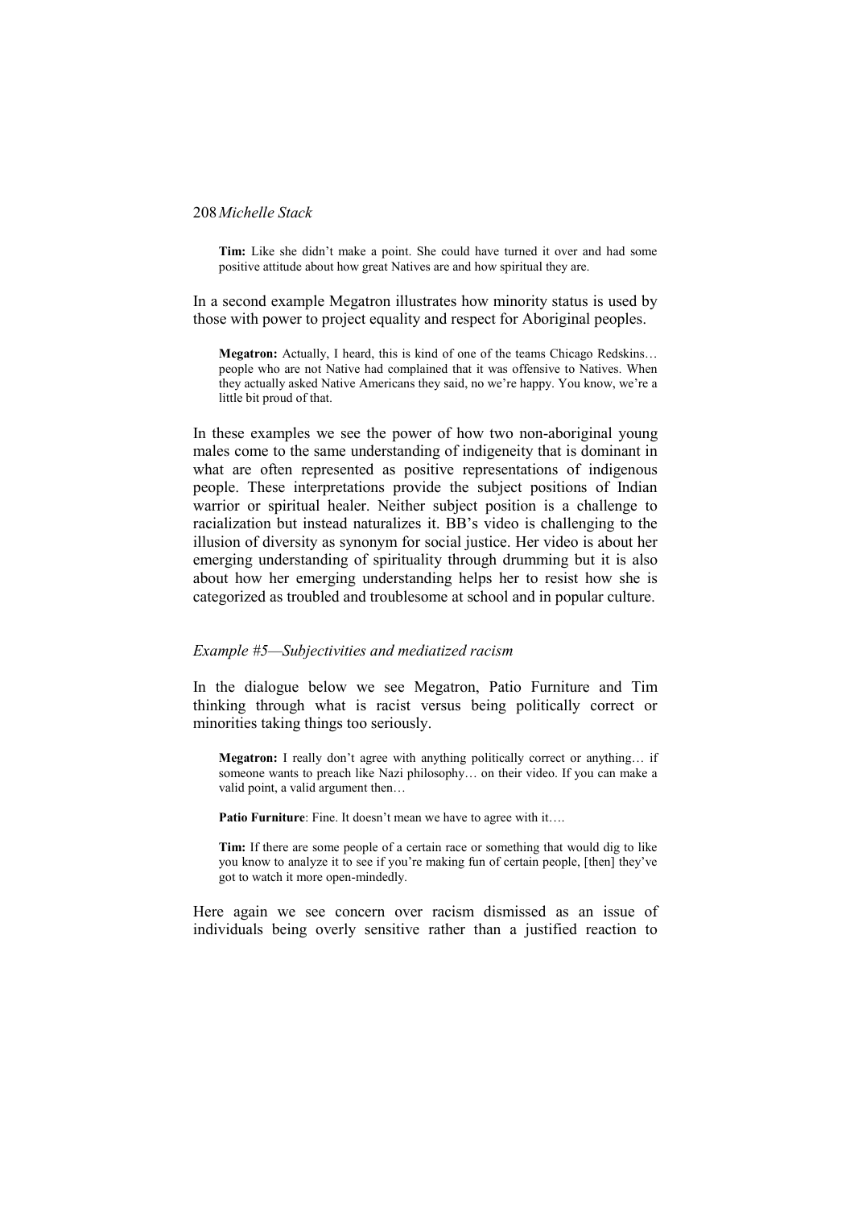**Tim:** Like she didn't make a point. She could have turned it over and had some positive attitude about how great Natives are and how spiritual they are.

In a second example Megatron illustrates how minority status is used by those with power to project equality and respect for Aboriginal peoples.

**Megatron:** Actually, I heard, this is kind of one of the teams Chicago Redskins… people who are not Native had complained that it was offensive to Natives. When they actually asked Native Americans they said, no we're happy. You know, we're a little bit proud of that.

In these examples we see the power of how two non-aboriginal young males come to the same understanding of indigeneity that is dominant in what are often represented as positive representations of indigenous people. These interpretations provide the subject positions of Indian warrior or spiritual healer. Neither subject position is a challenge to racialization but instead naturalizes it. BB's video is challenging to the illusion of diversity as synonym for social justice. Her video is about her emerging understanding of spirituality through drumming but it is also about how her emerging understanding helps her to resist how she is categorized as troubled and troublesome at school and in popular culture.

*Example #5—Subjectivities and mediatized racism*

In the dialogue below we see Megatron, Patio Furniture and Tim thinking through what is racist versus being politically correct or minorities taking things too seriously.

**Megatron:** I really don't agree with anything politically correct or anything… if someone wants to preach like Nazi philosophy… on their video. If you can make a valid point, a valid argument then…

**Patio Furniture**: Fine. It doesn't mean we have to agree with it….

**Tim:** If there are some people of a certain race or something that would dig to like you know to analyze it to see if you're making fun of certain people, [then] they've got to watch it more open-mindedly.

Here again we see concern over racism dismissed as an issue of individuals being overly sensitive rather than a justified reaction to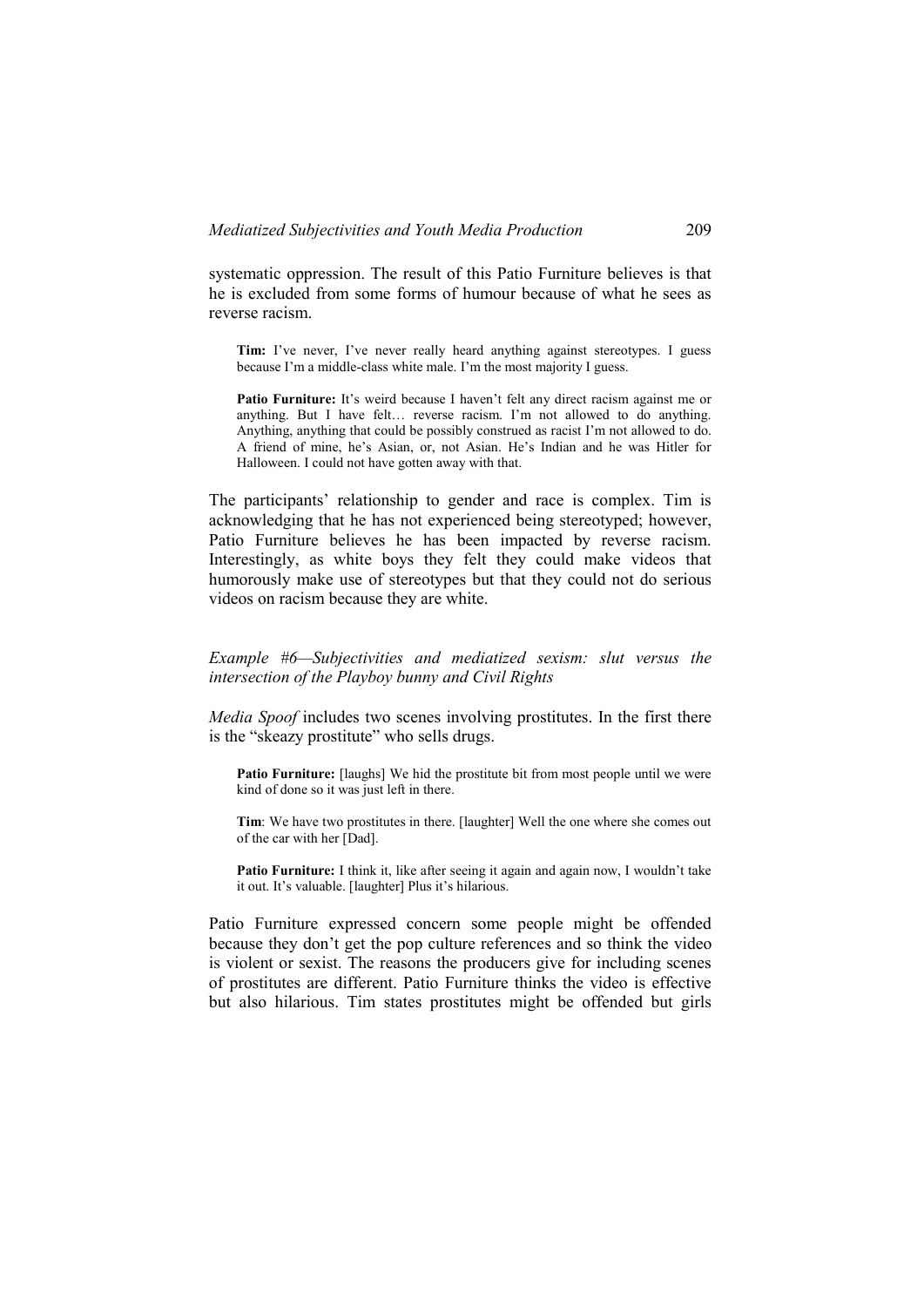systematic oppression. The result of this Patio Furniture believes is that he is excluded from some forms of humour because of what he sees as reverse racism.

> **Tim:** I've never, I've never really heard anything against stereotypes. I guess because I'm a middle-class white male. I'm the most majority I guess.
>
> **Patio Furniture:** It's weird because I haven't felt any direct racism against me or anything. But I have felt… reverse racism. I'm not allowed to do anything. Anything, anything that could be possibly construed as racist I'm not allowed to do. A friend of mine, he's Asian, or, not Asian. He's Indian and he was Hitler for Halloween. I could not have gotten away with that.

The participants' relationship to gender and race is complex. Tim is acknowledging that he has not experienced being stereotyped; however, Patio Furniture believes he has been impacted by reverse racism. Interestingly, as white boys they felt they could make videos that humorously make use of stereotypes but that they could not do serious videos on racism because they are white.

*Example #6—Subjectivities and mediatized sexism: slut versus the intersection of the Playboy bunny and Civil Rights*

*Media Spoof* includes two scenes involving prostitutes. In the first there is the "skeazy prostitute" who sells drugs.

> **Patio Furniture:** [laughs] We hid the prostitute bit from most people until we were kind of done so it was just left in there.
>
> **Tim**: We have two prostitutes in there. [laughter] Well the one where she comes out of the car with her [Dad].
>
> **Patio Furniture:** I think it, like after seeing it again and again now, I wouldn't take it out. It's valuable. [laughter] Plus it's hilarious.

Patio Furniture expressed concern some people might be offended because they don't get the pop culture references and so think the video is violent or sexist. The reasons the producers give for including scenes of prostitutes are different. Patio Furniture thinks the video is effective but also hilarious. Tim states prostitutes might be offended but girls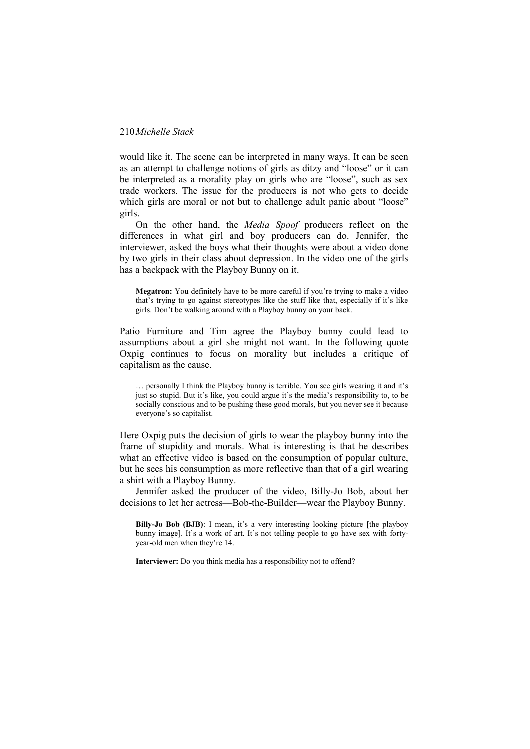would like it. The scene can be interpreted in many ways. It can be seen as an attempt to challenge notions of girls as ditzy and "loose" or it can be interpreted as a morality play on girls who are "loose", such as sex trade workers. The issue for the producers is not who gets to decide which girls are moral or not but to challenge adult panic about "loose" girls.

On the other hand, the *Media Spoof* producers reflect on the differences in what girl and boy producers can do. Jennifer, the interviewer, asked the boys what their thoughts were about a video done by two girls in their class about depression. In the video one of the girls has a backpack with the Playboy Bunny on it.

> **Megatron:** You definitely have to be more careful if you're trying to make a video that's trying to go against stereotypes like the stuff like that, especially if it's like girls. Don't be walking around with a Playboy bunny on your back.

Patio Furniture and Tim agree the Playboy bunny could lead to assumptions about a girl she might not want. In the following quote Oxpig continues to focus on morality but includes a critique of capitalism as the cause.

> … personally I think the Playboy bunny is terrible. You see girls wearing it and it's just so stupid. But it's like, you could argue it's the media's responsibility to, to be socially conscious and to be pushing these good morals, but you never see it because everyone's so capitalist.

Here Oxpig puts the decision of girls to wear the playboy bunny into the frame of stupidity and morals. What is interesting is that he describes what an effective video is based on the consumption of popular culture, but he sees his consumption as more reflective than that of a girl wearing a shirt with a Playboy Bunny.

Jennifer asked the producer of the video, Billy-Jo Bob, about her decisions to let her actress—Bob-the-Builder—wear the Playboy Bunny.

> **Billy-Jo Bob (BJB)**: I mean, it's a very interesting looking picture [the playboy bunny image]. It's a work of art. It's not telling people to go have sex with forty-year-old men when they're 14.
>
> **Interviewer:** Do you think media has a responsibility not to offend?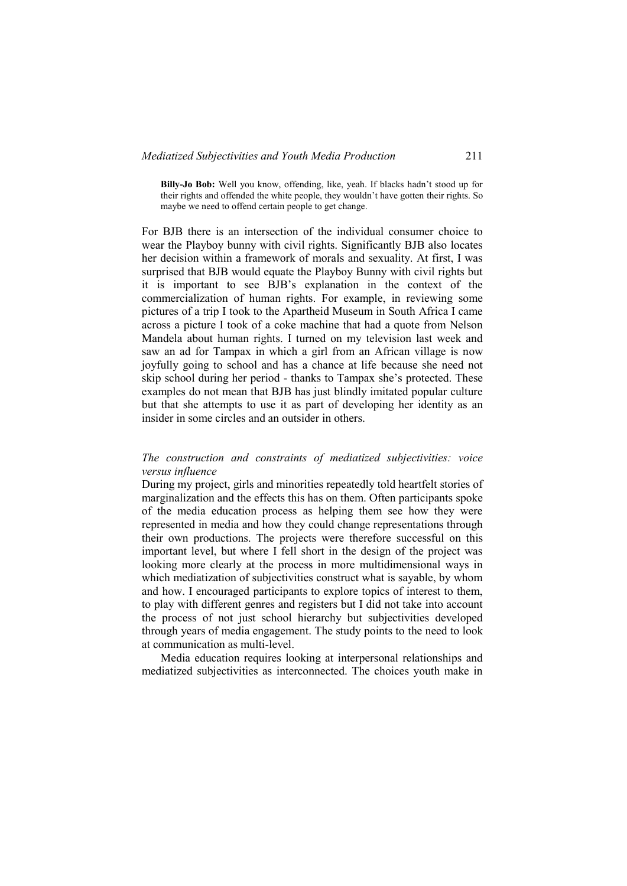> **Billy-Jo Bob:** Well you know, offending, like, yeah. If blacks hadn't stood up for their rights and offended the white people, they wouldn't have gotten their rights. So maybe we need to offend certain people to get change.

For BJB there is an intersection of the individual consumer choice to wear the Playboy bunny with civil rights. Significantly BJB also locates her decision within a framework of morals and sexuality. At first, I was surprised that BJB would equate the Playboy Bunny with civil rights but it is important to see BJB's explanation in the context of the commercialization of human rights. For example, in reviewing some pictures of a trip I took to the Apartheid Museum in South Africa I came across a picture I took of a coke machine that had a quote from Nelson Mandela about human rights. I turned on my television last week and saw an ad for Tampax in which a girl from an African village is now joyfully going to school and has a chance at life because she need not skip school during her period - thanks to Tampax she's protected. These examples do not mean that BJB has just blindly imitated popular culture but that she attempts to use it as part of developing her identity as an insider in some circles and an outsider in others.

*The construction and constraints of mediatized subjectivities: voice versus influence*

During my project, girls and minorities repeatedly told heartfelt stories of marginalization and the effects this has on them. Often participants spoke of the media education process as helping them see how they were represented in media and how they could change representations through their own productions. The projects were therefore successful on this important level, but where I fell short in the design of the project was looking more clearly at the process in more multidimensional ways in which mediatization of subjectivities construct what is sayable, by whom and how. I encouraged participants to explore topics of interest to them, to play with different genres and registers but I did not take into account the process of not just school hierarchy but subjectivities developed through years of media engagement. The study points to the need to look at communication as multi-level.

Media education requires looking at interpersonal relationships and mediatized subjectivities as interconnected. The choices youth make in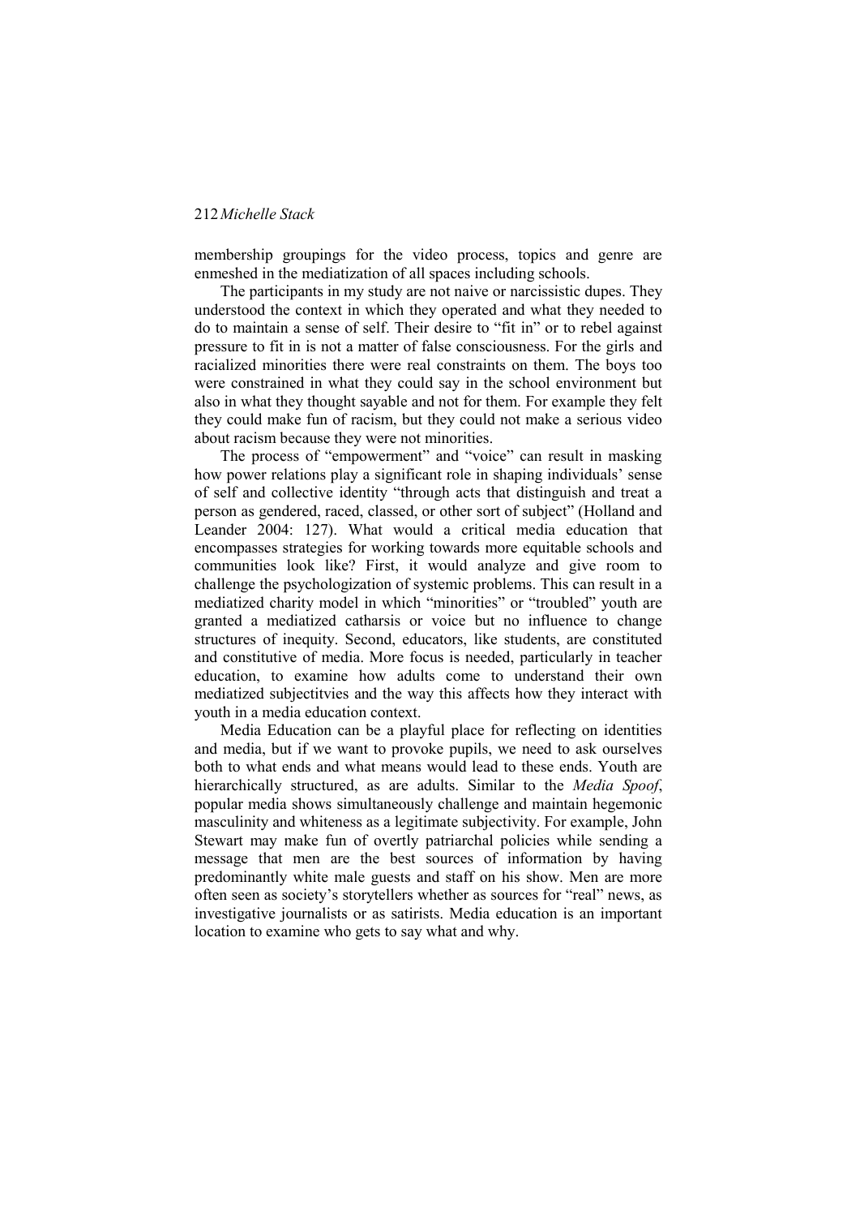membership groupings for the video process, topics and genre are enmeshed in the mediatization of all spaces including schools.

The participants in my study are not naive or narcissistic dupes. They understood the context in which they operated and what they needed to do to maintain a sense of self. Their desire to "fit in" or to rebel against pressure to fit in is not a matter of false consciousness. For the girls and racialized minorities there were real constraints on them. The boys too were constrained in what they could say in the school environment but also in what they thought sayable and not for them. For example they felt they could make fun of racism, but they could not make a serious video about racism because they were not minorities.

The process of "empowerment" and "voice" can result in masking how power relations play a significant role in shaping individuals' sense of self and collective identity "through acts that distinguish and treat a person as gendered, raced, classed, or other sort of subject" (Holland and Leander 2004: 127). What would a critical media education that encompasses strategies for working towards more equitable schools and communities look like? First, it would analyze and give room to challenge the psychologization of systemic problems. This can result in a mediatized charity model in which "minorities" or "troubled" youth are granted a mediatized catharsis or voice but no influence to change structures of inequity. Second, educators, like students, are constituted and constitutive of media. More focus is needed, particularly in teacher education, to examine how adults come to understand their own mediatized subjectitvies and the way this affects how they interact with youth in a media education context.

Media Education can be a playful place for reflecting on identities and media, but if we want to provoke pupils, we need to ask ourselves both to what ends and what means would lead to these ends. Youth are hierarchically structured, as are adults. Similar to the *Media Spoof*, popular media shows simultaneously challenge and maintain hegemonic masculinity and whiteness as a legitimate subjectivity. For example, John Stewart may make fun of overtly patriarchal policies while sending a message that men are the best sources of information by having predominantly white male guests and staff on his show. Men are more often seen as society's storytellers whether as sources for "real" news, as investigative journalists or as satirists. Media education is an important location to examine who gets to say what and why.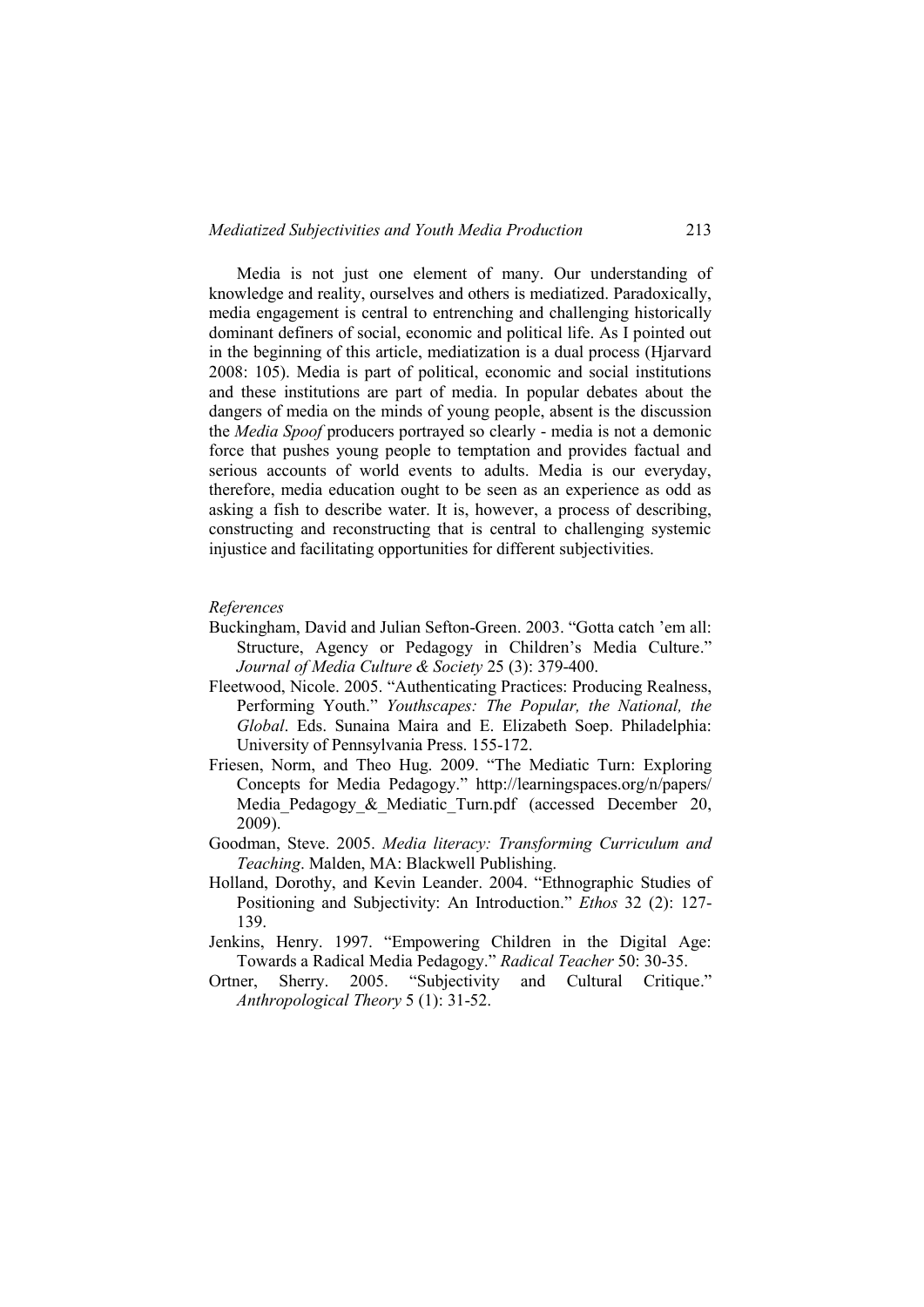Media is not just one element of many. Our understanding of knowledge and reality, ourselves and others is mediatized. Paradoxically, media engagement is central to entrenching and challenging historically dominant definers of social, economic and political life. As I pointed out in the beginning of this article, mediatization is a dual process (Hjarvard 2008: 105). Media is part of political, economic and social institutions and these institutions are part of media. In popular debates about the dangers of media on the minds of young people, absent is the discussion the *Media Spoof* producers portrayed so clearly - media is not a demonic force that pushes young people to temptation and provides factual and serious accounts of world events to adults. Media is our everyday, therefore, media education ought to be seen as an experience as odd as asking a fish to describe water. It is, however, a process of describing, constructing and reconstructing that is central to challenging systemic injustice and facilitating opportunities for different subjectivities.

*References*

Buckingham, David and Julian Sefton-Green. 2003. "Gotta catch 'em all: Structure, Agency or Pedagogy in Children's Media Culture." *Journal of Media Culture & Society* 25 (3): 379-400.

Fleetwood, Nicole. 2005. "Authenticating Practices: Producing Realness, Performing Youth." *Youthscapes: The Popular, the National, the Global*. Eds. Sunaina Maira and E. Elizabeth Soep. Philadelphia: University of Pennsylvania Press. 155-172.

Friesen, Norm, and Theo Hug. 2009. "The Mediatic Turn: Exploring Concepts for Media Pedagogy." http://learningspaces.org/n/papers/Media_Pedagogy_&_Mediatic_Turn.pdf (accessed December 20, 2009).

Goodman, Steve. 2005. *Media literacy: Transforming Curriculum and Teaching*. Malden, MA: Blackwell Publishing.

Holland, Dorothy, and Kevin Leander. 2004. "Ethnographic Studies of Positioning and Subjectivity: An Introduction." *Ethos* 32 (2): 127-139.

Jenkins, Henry. 1997. "Empowering Children in the Digital Age: Towards a Radical Media Pedagogy." *Radical Teacher* 50: 30-35.

Ortner, Sherry. 2005. "Subjectivity and Cultural Critique." *Anthropological Theory* 5 (1): 31-52.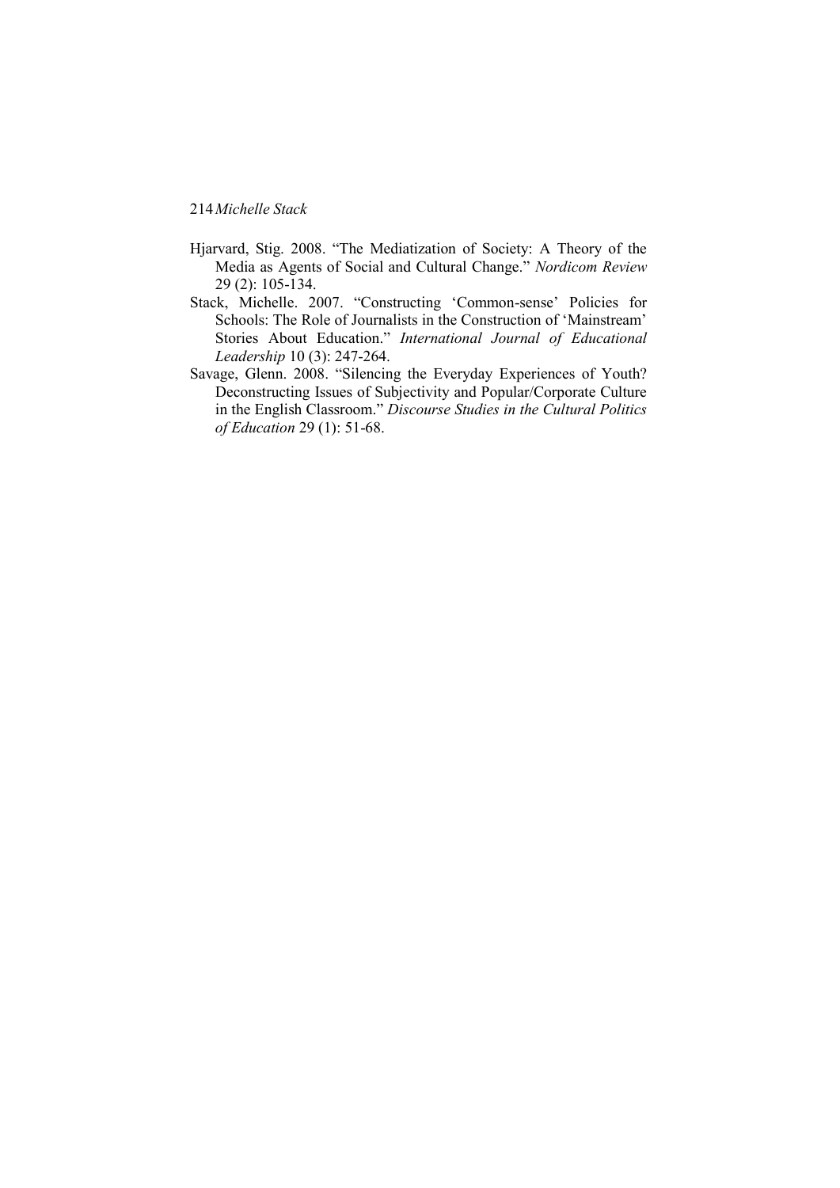Hjarvard, Stig. 2008. "The Mediatization of Society: A Theory of the Media as Agents of Social and Cultural Change." *Nordicom Review* 29 (2): 105-134.

Stack, Michelle. 2007. "Constructing 'Common-sense' Policies for Schools: The Role of Journalists in the Construction of 'Mainstream' Stories About Education." *International Journal of Educational Leadership* 10 (3): 247-264.

Savage, Glenn. 2008. "Silencing the Everyday Experiences of Youth? Deconstructing Issues of Subjectivity and Popular/Corporate Culture in the English Classroom." *Discourse Studies in the Cultural Politics of Education* 29 (1): 51-68.